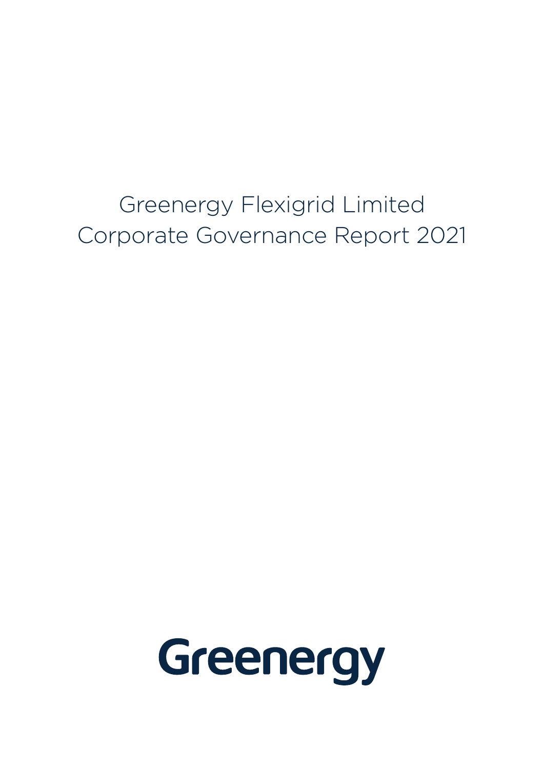# Greenergy Flexigrid Limited
# Corporate Governance Report 2021

Greenergy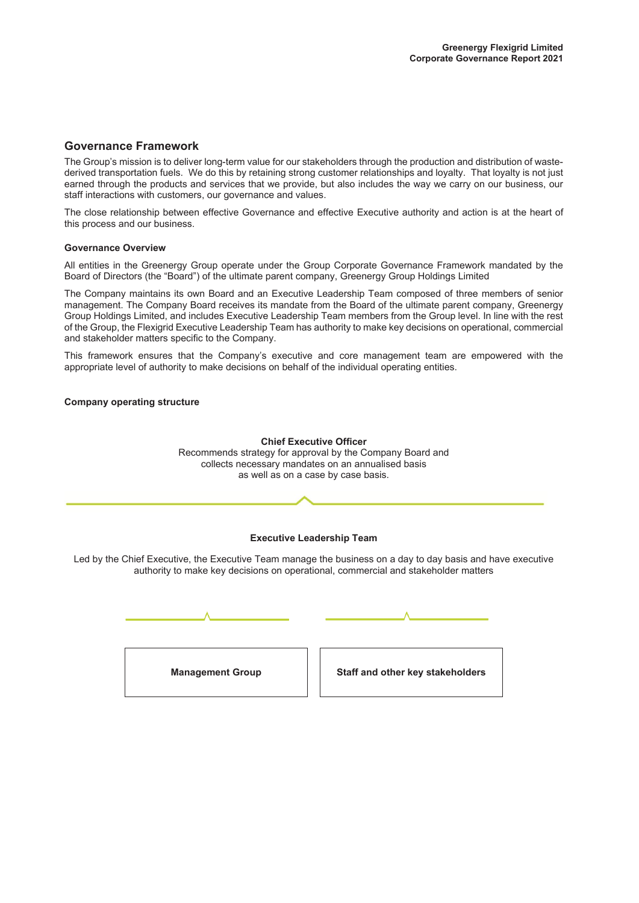## Governance Framework

The Group's mission is to deliver long-term value for our stakeholders through the production and distribution of waste-derived transportation fuels. We do this by retaining strong customer relationships and loyalty. That loyalty is not just earned through the products and services that we provide, but also includes the way we carry on our business, our staff interactions with customers, our governance and values.

The close relationship between effective Governance and effective Executive authority and action is at the heart of this process and our business.

### Governance Overview

All entities in the Greenergy Group operate under the Group Corporate Governance Framework mandated by the Board of Directors (the "Board") of the ultimate parent company, Greenergy Group Holdings Limited

The Company maintains its own Board and an Executive Leadership Team composed of three members of senior management. The Company Board receives its mandate from the Board of the ultimate parent company, Greenergy Group Holdings Limited, and includes Executive Leadership Team members from the Group level. In line with the rest of the Group, the Flexigrid Executive Leadership Team has authority to make key decisions on operational, commercial and stakeholder matters specific to the Company.

This framework ensures that the Company's executive and core management team are empowered with the appropriate level of authority to make decisions on behalf of the individual operating entities.

### Company operating structure

**Chief Executive Officer**

Recommends strategy for approval by the Company Board and collects necessary mandates on an annualised basis as well as on a case by case basis.

**Executive Leadership Team**

Led by the Chief Executive, the Executive Team manage the business on a day to day basis and have executive authority to make key decisions on operational, commercial and stakeholder matters

**Management Group**

**Staff and other key stakeholders**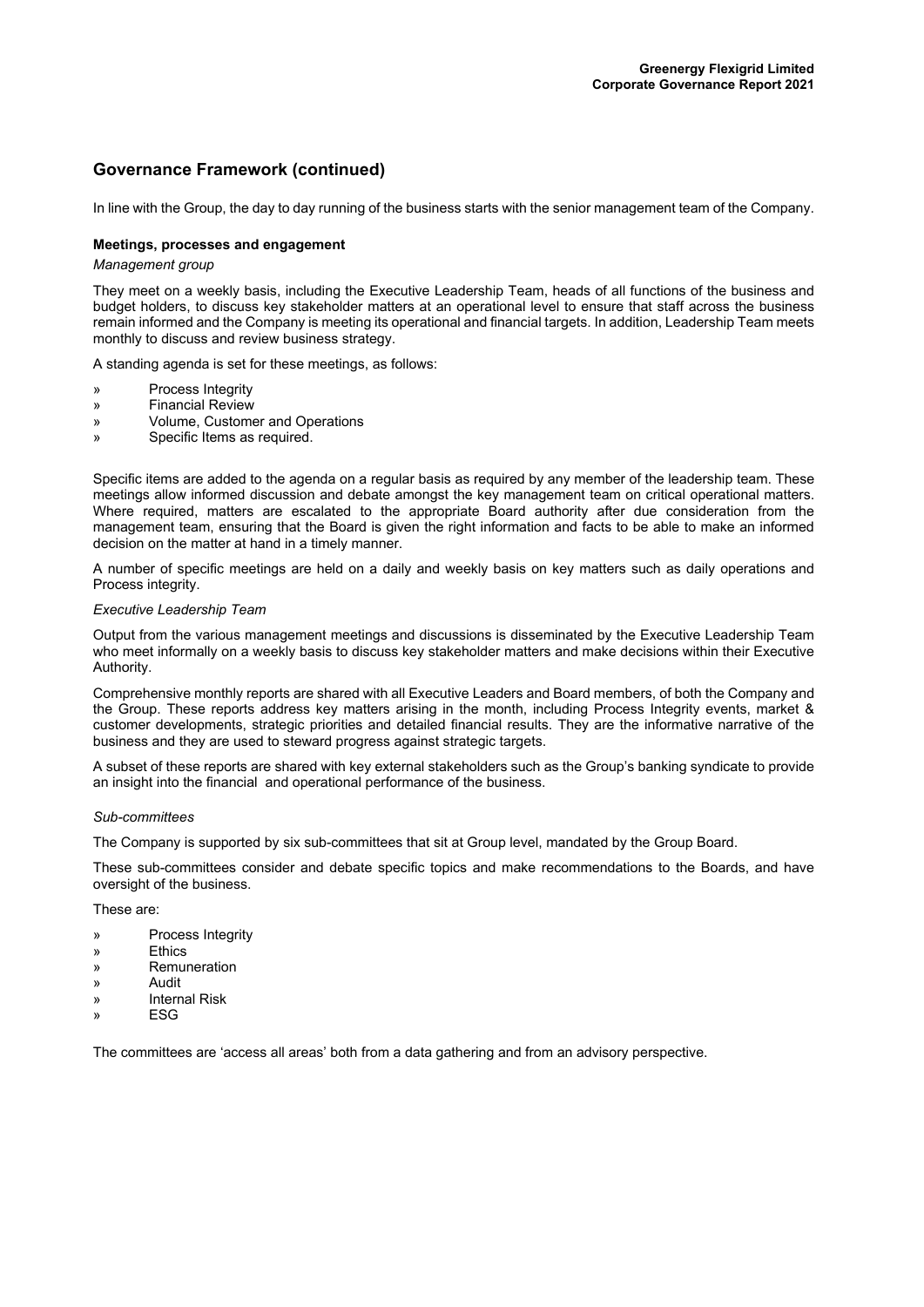## Governance Framework (continued)

In line with the Group, the day to day running of the business starts with the senior management team of the Company.

### Meetings, processes and engagement

*Management group*

They meet on a weekly basis, including the Executive Leadership Team, heads of all functions of the business and budget holders, to discuss key stakeholder matters at an operational level to ensure that staff across the business remain informed and the Company is meeting its operational and financial targets. In addition, Leadership Team meets monthly to discuss and review business strategy.

A standing agenda is set for these meetings, as follows:

- Process Integrity
- Financial Review
- Volume, Customer and Operations
- Specific Items as required.

Specific items are added to the agenda on a regular basis as required by any member of the leadership team. These meetings allow informed discussion and debate amongst the key management team on critical operational matters. Where required, matters are escalated to the appropriate Board authority after due consideration from the management team, ensuring that the Board is given the right information and facts to be able to make an informed decision on the matter at hand in a timely manner.

A number of specific meetings are held on a daily and weekly basis on key matters such as daily operations and Process integrity.

*Executive Leadership Team*

Output from the various management meetings and discussions is disseminated by the Executive Leadership Team who meet informally on a weekly basis to discuss key stakeholder matters and make decisions within their Executive Authority.

Comprehensive monthly reports are shared with all Executive Leaders and Board members, of both the Company and the Group. These reports address key matters arising in the month, including Process Integrity events, market & customer developments, strategic priorities and detailed financial results. They are the informative narrative of the business and they are used to steward progress against strategic targets.

A subset of these reports are shared with key external stakeholders such as the Group's banking syndicate to provide an insight into the financial and operational performance of the business.

*Sub-committees*

The Company is supported by six sub-committees that sit at Group level, mandated by the Group Board.

These sub-committees consider and debate specific topics and make recommendations to the Boards, and have oversight of the business.

These are:

- Process Integrity
- Ethics
- Remuneration
- Audit
- Internal Risk
- ESG

The committees are 'access all areas' both from a data gathering and from an advisory perspective.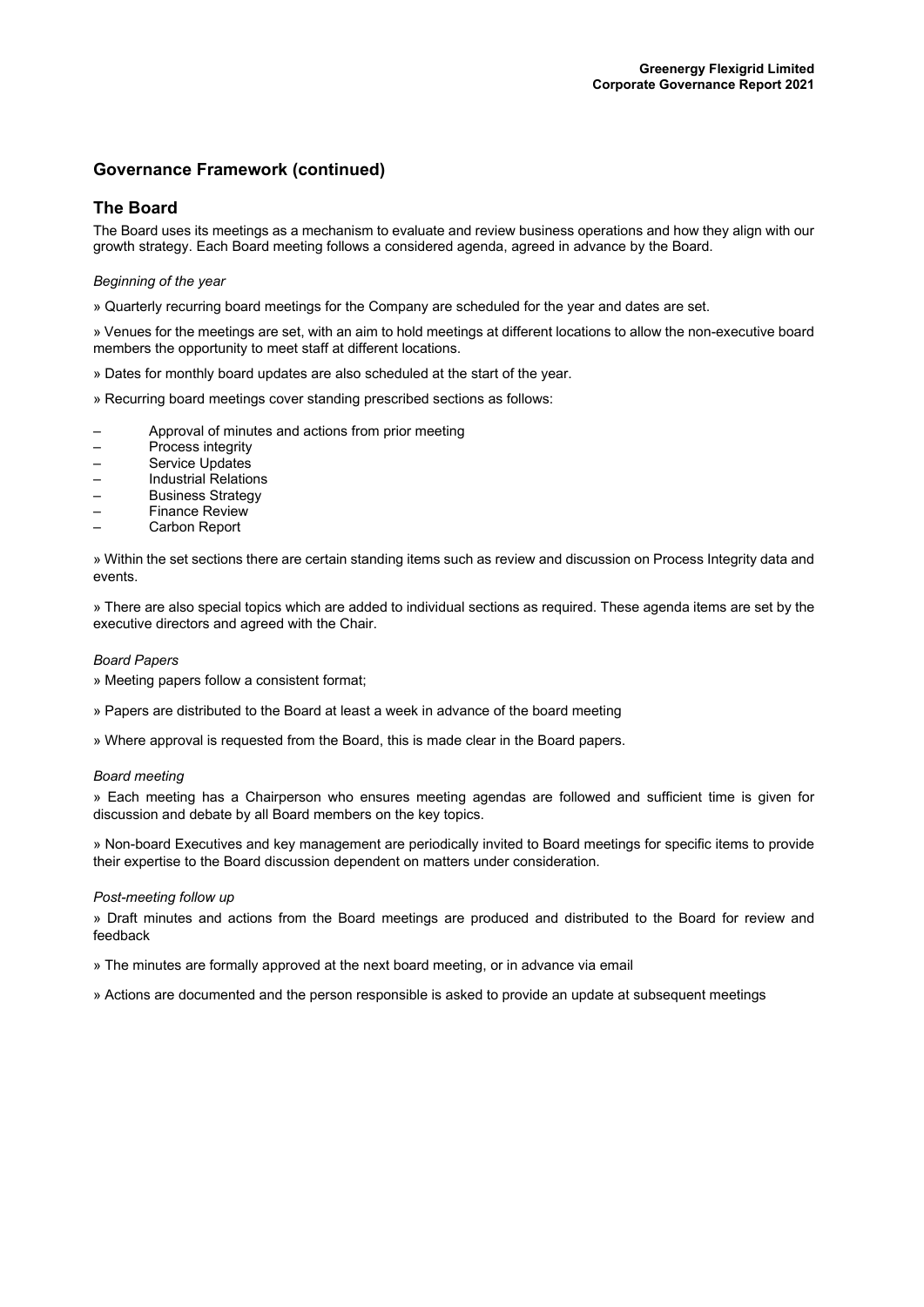## Governance Framework (continued)

## The Board

The Board uses its meetings as a mechanism to evaluate and review business operations and how they align with our growth strategy. Each Board meeting follows a considered agenda, agreed in advance by the Board.

*Beginning of the year*

» Quarterly recurring board meetings for the Company are scheduled for the year and dates are set.

» Venues for the meetings are set, with an aim to hold meetings at different locations to allow the non-executive board members the opportunity to meet staff at different locations.

» Dates for monthly board updates are also scheduled at the start of the year.

» Recurring board meetings cover standing prescribed sections as follows:

- Approval of minutes and actions from prior meeting
- Process integrity
- Service Updates
- Industrial Relations
- Business Strategy
- Finance Review
- Carbon Report

» Within the set sections there are certain standing items such as review and discussion on Process Integrity data and events.

» There are also special topics which are added to individual sections as required. These agenda items are set by the executive directors and agreed with the Chair.

*Board Papers*

» Meeting papers follow a consistent format;

» Papers are distributed to the Board at least a week in advance of the board meeting

» Where approval is requested from the Board, this is made clear in the Board papers.

*Board meeting*

» Each meeting has a Chairperson who ensures meeting agendas are followed and sufficient time is given for discussion and debate by all Board members on the key topics.

» Non-board Executives and key management are periodically invited to Board meetings for specific items to provide their expertise to the Board discussion dependent on matters under consideration.

*Post-meeting follow up*

» Draft minutes and actions from the Board meetings are produced and distributed to the Board for review and feedback

» The minutes are formally approved at the next board meeting, or in advance via email

» Actions are documented and the person responsible is asked to provide an update at subsequent meetings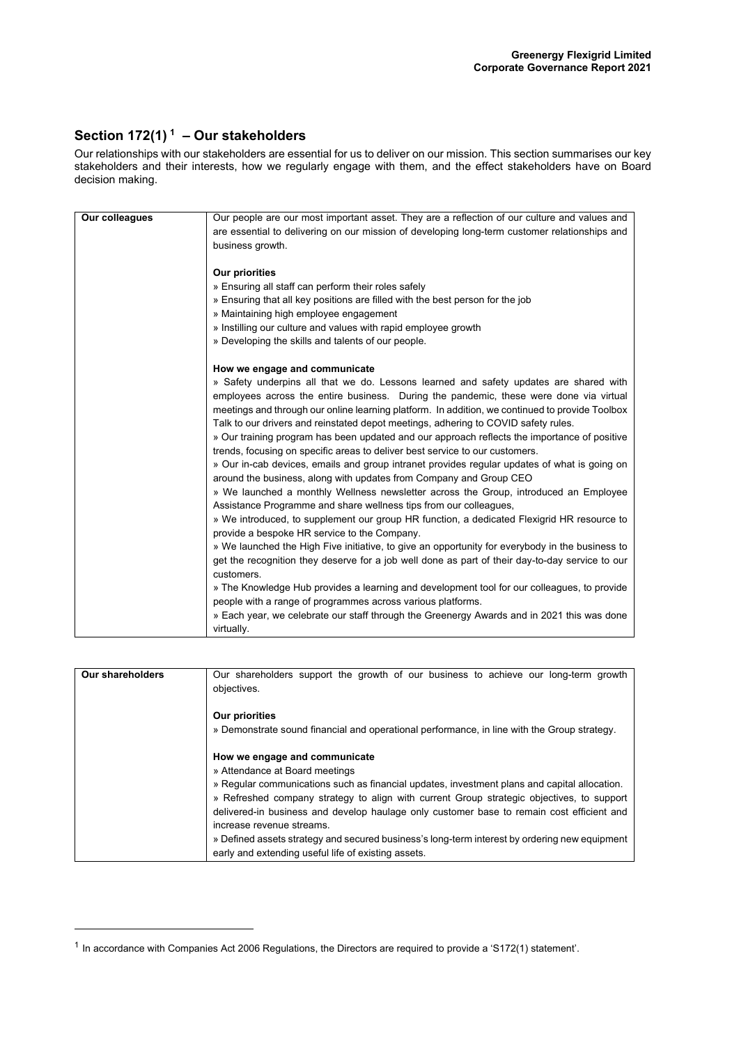## Section 172(1)[1] – Our stakeholders

Our relationships with our stakeholders are essential for us to deliver on our mission. This section summarises our key stakeholders and their interests, how we regularly engage with them, and the effect stakeholders have on Board decision making.

| **Our colleagues** | Our people are our most important asset. They are a reflection of our culture and values and are essential to delivering on our mission of developing long-term customer relationships and business growth.<br><br>**Our priorities**<br>» Ensuring all staff can perform their roles safely<br>» Ensuring that all key positions are filled with the best person for the job<br>» Maintaining high employee engagement<br>» Instilling our culture and values with rapid employee growth<br>» Developing the skills and talents of our people.<br><br>**How we engage and communicate**<br>» Safety underpins all that we do. Lessons learned and safety updates are shared with employees across the entire business. During the pandemic, these were done via virtual meetings and through our online learning platform. In addition, we continued to provide Toolbox Talk to our drivers and reinstated depot meetings, adhering to COVID safety rules.<br>» Our training program has been updated and our approach reflects the importance of positive trends, focusing on specific areas to deliver best service to our customers.<br>» Our in-cab devices, emails and group intranet provides regular updates of what is going on around the business, along with updates from Company and Group CEO<br>» We launched a monthly Wellness newsletter across the Group, introduced an Employee Assistance Programme and share wellness tips from our colleagues,<br>» We introduced, to supplement our group HR function, a dedicated Flexigrid HR resource to provide a bespoke HR service to the Company.<br>» We launched the High Five initiative, to give an opportunity for everybody in the business to get the recognition they deserve for a job well done as part of their day-to-day service to our customers.<br>» The Knowledge Hub provides a learning and development tool for our colleagues, to provide people with a range of programmes across various platforms.<br>» Each year, we celebrate our staff through the Greenergy Awards and in 2021 this was done virtually. |
|---|---|

| **Our shareholders** | Our shareholders support the growth of our business to achieve our long-term growth objectives.<br><br>**Our priorities**<br>» Demonstrate sound financial and operational performance, in line with the Group strategy.<br><br>**How we engage and communicate**<br>» Attendance at Board meetings<br>» Regular communications such as financial updates, investment plans and capital allocation.<br>» Refreshed company strategy to align with current Group strategic objectives, to support delivered-in business and develop haulage only customer base to remain cost efficient and increase revenue streams.<br>» Defined assets strategy and secured business's long-term interest by ordering new equipment early and extending useful life of existing assets. |
|---|---|

[1] In accordance with Companies Act 2006 Regulations, the Directors are required to provide a 'S172(1) statement'.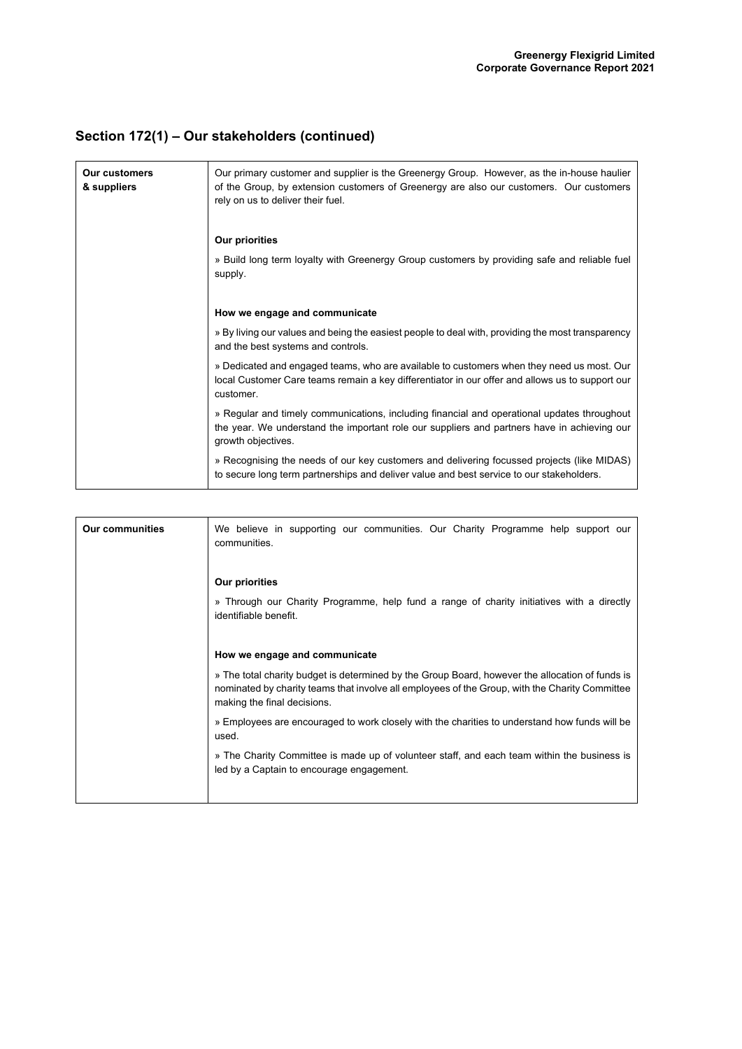## Section 172(1) – Our stakeholders (continued)

| **Our customers & suppliers** | Our primary customer and supplier is the Greenergy Group. However, as the in-house haulier of the Group, by extension customers of Greenergy are also our customers. Our customers rely on us to deliver their fuel.<br><br>**Our priorities**<br><br>» Build long term loyalty with Greenergy Group customers by providing safe and reliable fuel supply.<br><br>**How we engage and communicate**<br><br>» By living our values and being the easiest people to deal with, providing the most transparency and the best systems and controls.<br><br>» Dedicated and engaged teams, who are available to customers when they need us most. Our local Customer Care teams remain a key differentiator in our offer and allows us to support our customer.<br><br>» Regular and timely communications, including financial and operational updates throughout the year. We understand the important role our suppliers and partners have in achieving our growth objectives.<br><br>» Recognising the needs of our key customers and delivering focussed projects (like MIDAS) to secure long term partnerships and deliver value and best service to our stakeholders. |
|---|---|

| **Our communities** | We believe in supporting our communities. Our Charity Programme help support our communities.<br><br>**Our priorities**<br><br>» Through our Charity Programme, help fund a range of charity initiatives with a directly identifiable benefit.<br><br>**How we engage and communicate**<br><br>» The total charity budget is determined by the Group Board, however the allocation of funds is nominated by charity teams that involve all employees of the Group, with the Charity Committee making the final decisions.<br><br>» Employees are encouraged to work closely with the charities to understand how funds will be used.<br><br>» The Charity Committee is made up of volunteer staff, and each team within the business is led by a Captain to encourage engagement. |
|---|---|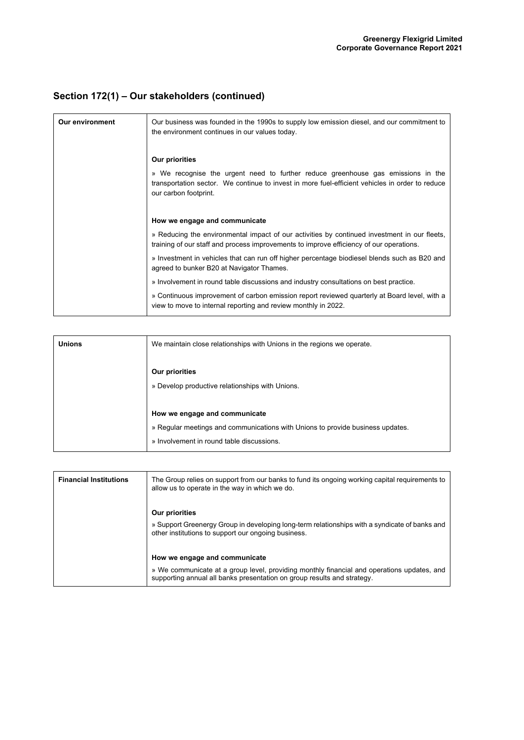## Section 172(1) – Our stakeholders (continued)

| **Our environment** | Our business was founded in the 1990s to supply low emission diesel, and our commitment to the environment continues in our values today.<br><br>**Our priorities**<br><br>» We recognise the urgent need to further reduce greenhouse gas emissions in the transportation sector. We continue to invest in more fuel-efficient vehicles in order to reduce our carbon footprint.<br><br>**How we engage and communicate**<br><br>» Reducing the environmental impact of our activities by continued investment in our fleets, training of our staff and process improvements to improve efficiency of our operations.<br><br>» Investment in vehicles that can run off higher percentage biodiesel blends such as B20 and agreed to bunker B20 at Navigator Thames.<br><br>» Involvement in round table discussions and industry consultations on best practice.<br><br>» Continuous improvement of carbon emission report reviewed quarterly at Board level, with a view to move to internal reporting and review monthly in 2022. |
|---|---|

| **Unions** | We maintain close relationships with Unions in the regions we operate.<br><br>**Our priorities**<br><br>» Develop productive relationships with Unions.<br><br>**How we engage and communicate**<br><br>» Regular meetings and communications with Unions to provide business updates.<br><br>» Involvement in round table discussions. |
|---|---|

| **Financial Institutions** | The Group relies on support from our banks to fund its ongoing working capital requirements to allow us to operate in the way in which we do.<br><br>**Our priorities**<br><br>» Support Greenergy Group in developing long-term relationships with a syndicate of banks and other institutions to support our ongoing business.<br><br>**How we engage and communicate**<br><br>» We communicate at a group level, providing monthly financial and operations updates, and supporting annual all banks presentation on group results and strategy. |
|---|---|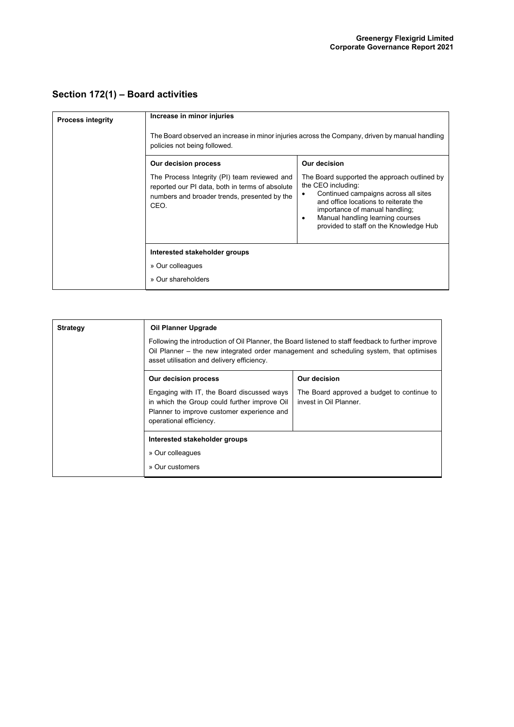## Section 172(1) – Board activities

| Process integrity | **Increase in minor injuries**<br><br>The Board observed an increase in minor injuries across the Company, driven by manual handling policies not being followed. | |
|---|---|---|
| | **Our decision process**<br><br>The Process Integrity (PI) team reviewed and reported our PI data, both in terms of absolute numbers and broader trends, presented by the CEO. | **Our decision**<br><br>The Board supported the approach outlined by the CEO including:<br>• Continued campaigns across all sites and office locations to reiterate the importance of manual handling;<br>• Manual handling learning courses provided to staff on the Knowledge Hub |
| | **Interested stakeholder groups**<br><br>» Our colleagues<br><br>» Our shareholders | |

| Strategy | **Oil Planner Upgrade**<br><br>Following the introduction of Oil Planner, the Board listened to staff feedback to further improve Oil Planner – the new integrated order management and scheduling system, that optimises asset utilisation and delivery efficiency. | |
|---|---|---|
| | **Our decision process**<br><br>Engaging with IT, the Board discussed ways in which the Group could further improve Oil Planner to improve customer experience and operational efficiency. | **Our decision**<br><br>The Board approved a budget to continue to invest in Oil Planner. |
| | **Interested stakeholder groups**<br><br>» Our colleagues<br><br>» Our customers | |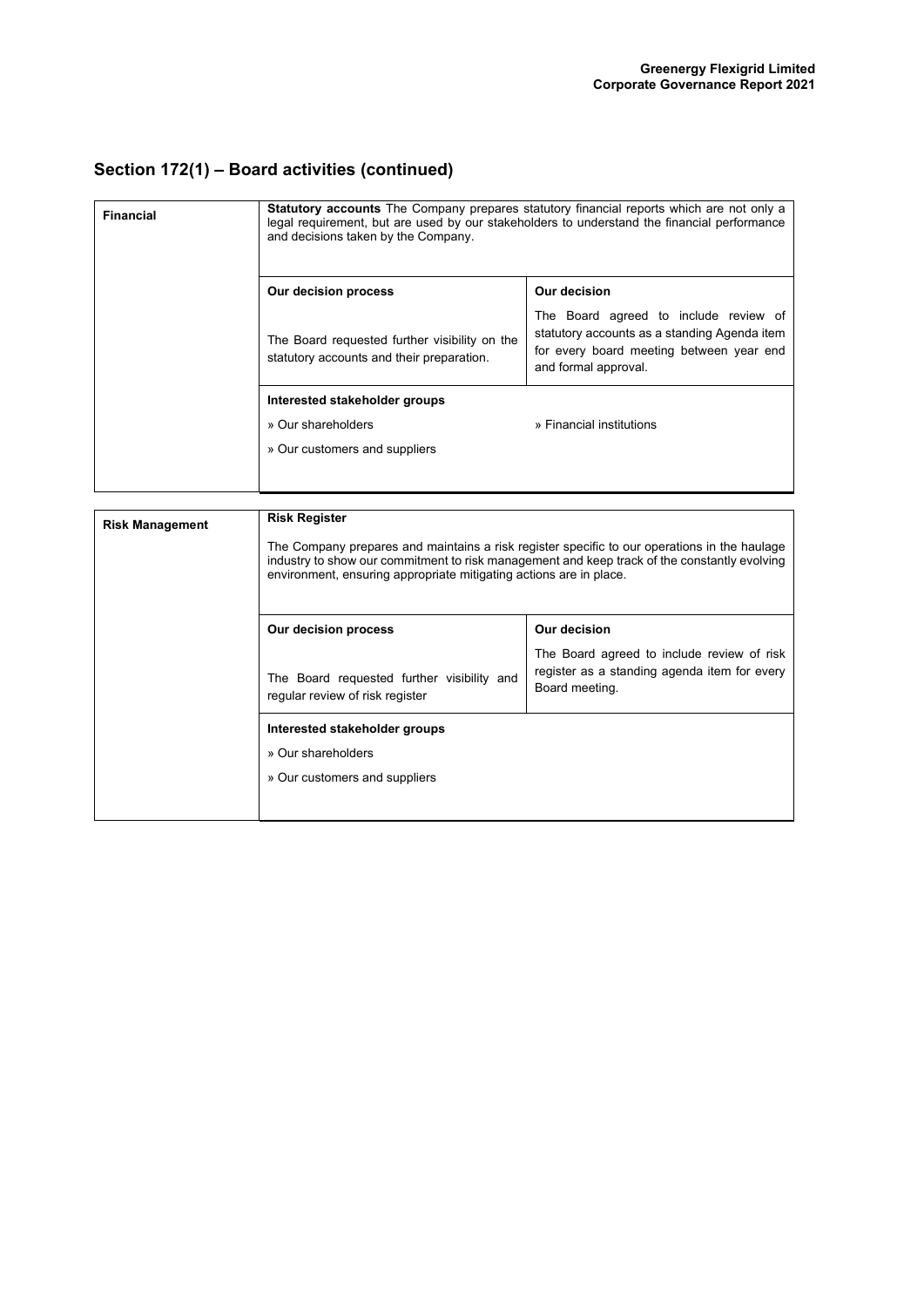## Section 172(1) – Board activities (continued)

| **Financial** | **Statutory accounts** The Company prepares statutory financial reports which are not only a legal requirement, but are used by our stakeholders to understand the financial performance and decisions taken by the Company. | |
|---|---|---|
| | **Our decision process** | **Our decision** |
| | The Board requested further visibility on the statutory accounts and their preparation. | The Board agreed to include review of statutory accounts as a standing Agenda item for every board meeting between year end and formal approval. |
| | **Interested stakeholder groups** | |
| | » Our shareholders | » Financial institutions |
| | » Our customers and suppliers | |

| **Risk Management** | **Risk Register**<br><br>The Company prepares and maintains a risk register specific to our operations in the haulage industry to show our commitment to risk management and keep track of the constantly evolving environment, ensuring appropriate mitigating actions are in place. | |
|---|---|---|
| | **Our decision process** | **Our decision** |
| | The Board requested further visibility and regular review of risk register | The Board agreed to include review of risk register as a standing agenda item for every Board meeting. |
| | **Interested stakeholder groups** | |
| | » Our shareholders | |
| | » Our customers and suppliers | |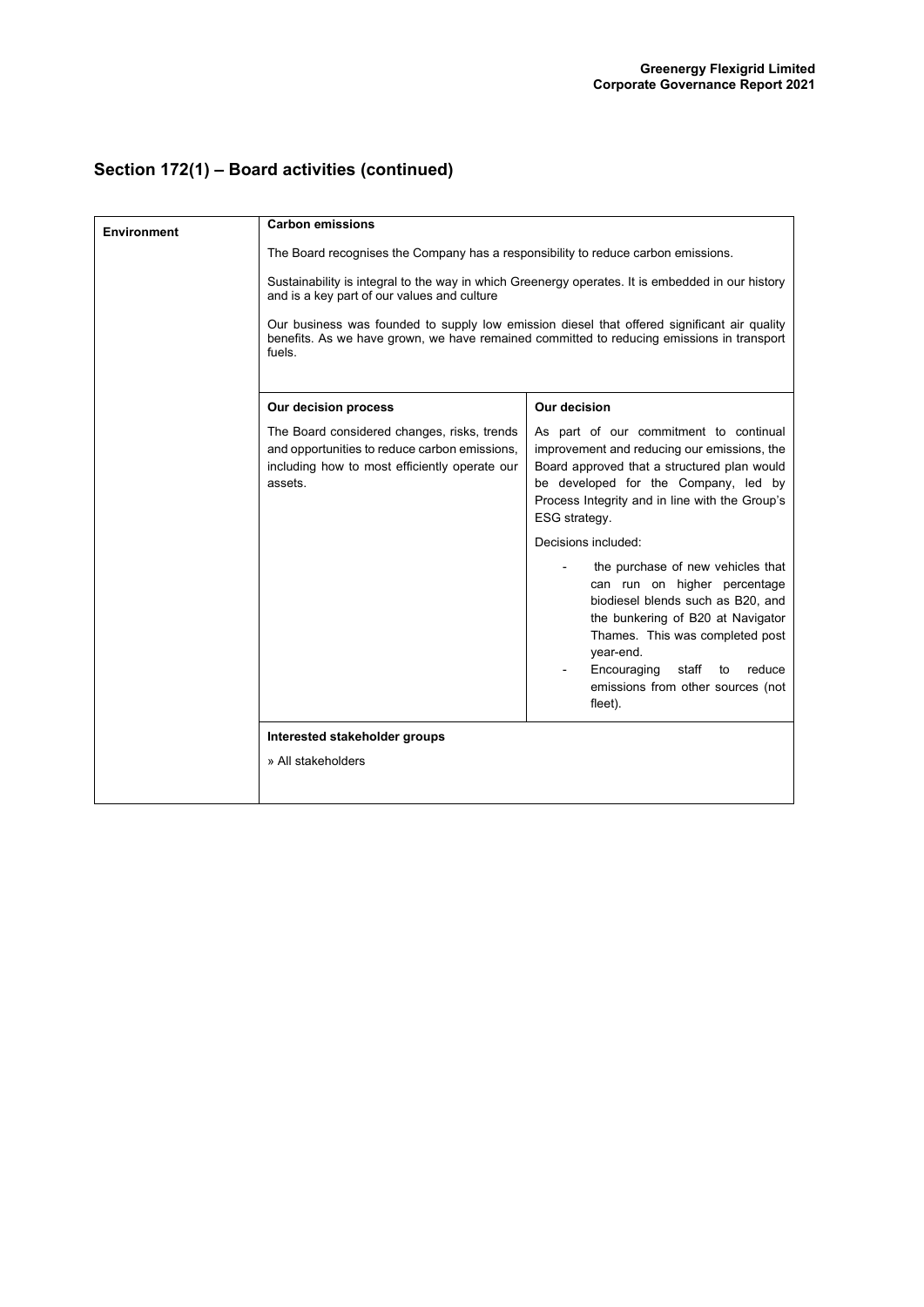## Section 172(1) – Board activities (continued)

| | | |
|---|---|---|
| **Environment** | **Carbon emissions**<br><br>The Board recognises the Company has a responsibility to reduce carbon emissions.<br><br>Sustainability is integral to the way in which Greenergy operates. It is embedded in our history and is a key part of our values and culture<br><br>Our business was founded to supply low emission diesel that offered significant air quality benefits. As we have grown, we have remained committed to reducing emissions in transport fuels. | |
| | **Our decision process**<br><br>The Board considered changes, risks, trends and opportunities to reduce carbon emissions, including how to most efficiently operate our assets. | **Our decision**<br><br>As part of our commitment to continual improvement and reducing our emissions, the Board approved that a structured plan would be developed for the Company, led by Process Integrity and in line with the Group's ESG strategy.<br><br>Decisions included:<br><br>- the purchase of new vehicles that can run on higher percentage biodiesel blends such as B20, and the bunkering of B20 at Navigator Thames. This was completed post year-end.<br>- Encouraging staff to reduce emissions from other sources (not fleet). |
| | **Interested stakeholder groups**<br><br>» All stakeholders | |